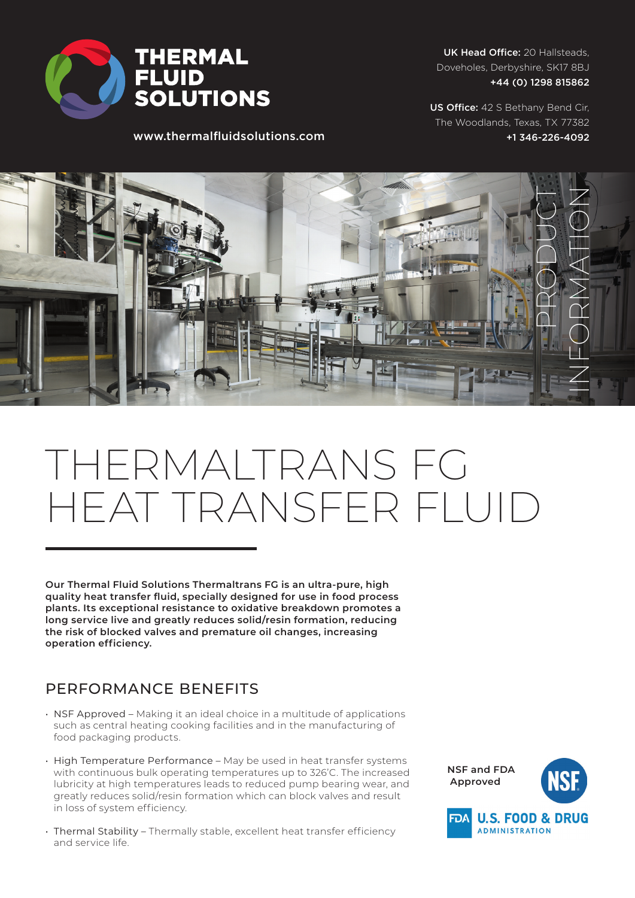THERMAL FLUID SOLUTIONS

www.thermalfluidsolutions.com

**UK Head Office:** 20 Hallsteads, Doveholes, Derbyshire, SK17 8BJ
**+44 (0) 1298 815862**

**US Office:** 42 S Bethany Bend Cir, The Woodlands, Texas, TX 77382
**+1 346-226-4092**

PRODUCT INFORMATION

# THERMALTRANS FG HEAT TRANSFER FLUID

**Our Thermal Fluid Solutions Thermaltrans FG is an ultra-pure, high quality heat transfer fluid, specially designed for use in food process plants. Its exceptional resistance to oxidative breakdown promotes a long service live and greatly reduces solid/resin formation, reducing the risk of blocked valves and premature oil changes, increasing operation efficiency.**

## PERFORMANCE BENEFITS

- NSF Approved – Making it an ideal choice in a multitude of applications such as central heating cooking facilities and in the manufacturing of food packaging products.
- High Temperature Performance – May be used in heat transfer systems with continuous bulk operating temperatures up to 326'C. The increased lubricity at high temperatures leads to reduced pump bearing wear, and greatly reduces solid/resin formation which can block valves and result in loss of system efficiency.
- Thermal Stability – Thermally stable, excellent heat transfer efficiency and service life.

NSF and FDA Approved

NSF

FDA U.S. FOOD & DRUG ADMINISTRATION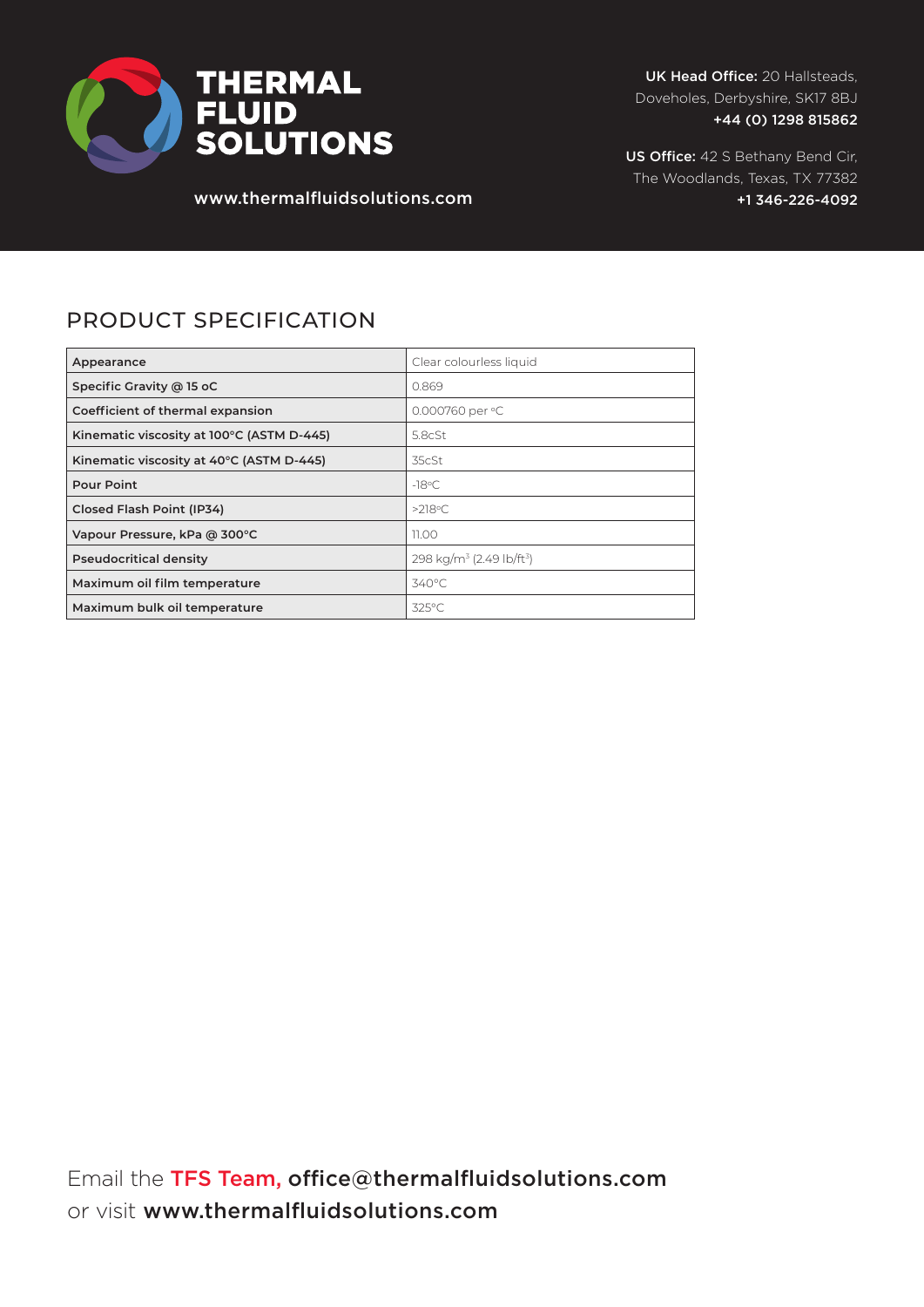THERMAL FLUID SOLUTIONS

www.thermalfluidsolutions.com

**UK Head Office:** 20 Hallsteads, Doveholes, Derbyshire, SK17 8BJ
**+44 (0) 1298 815862**

**US Office:** 42 S Bethany Bend Cir, The Woodlands, Texas, TX 77382
**+1 346-226-4092**

## PRODUCT SPECIFICATION

| | |
|---|---|
| **Appearance** | Clear colourless liquid |
| **Specific Gravity @ 15 oC** | 0.869 |
| **Coefficient of thermal expansion** | 0.000760 per °C |
| **Kinematic viscosity at 100°C (ASTM D-445)** | 5.8cSt |
| **Kinematic viscosity at 40°C (ASTM D-445)** | 35cSt |
| **Pour Point** | -18°C |
| **Closed Flash Point (IP34)** | >218°C |
| **Vapour Pressure, kPa @ 300°C** | 11.00 |
| **Pseudocritical density** | 298 $kg/m^3$ (2.49 $lb/ft^3$) |
| **Maximum oil film temperature** | 340°C |
| **Maximum bulk oil temperature** | 325°C |

Email the **TFS Team,** **office@thermalfluidsolutions.com**
or visit **www.thermalfluidsolutions.com**